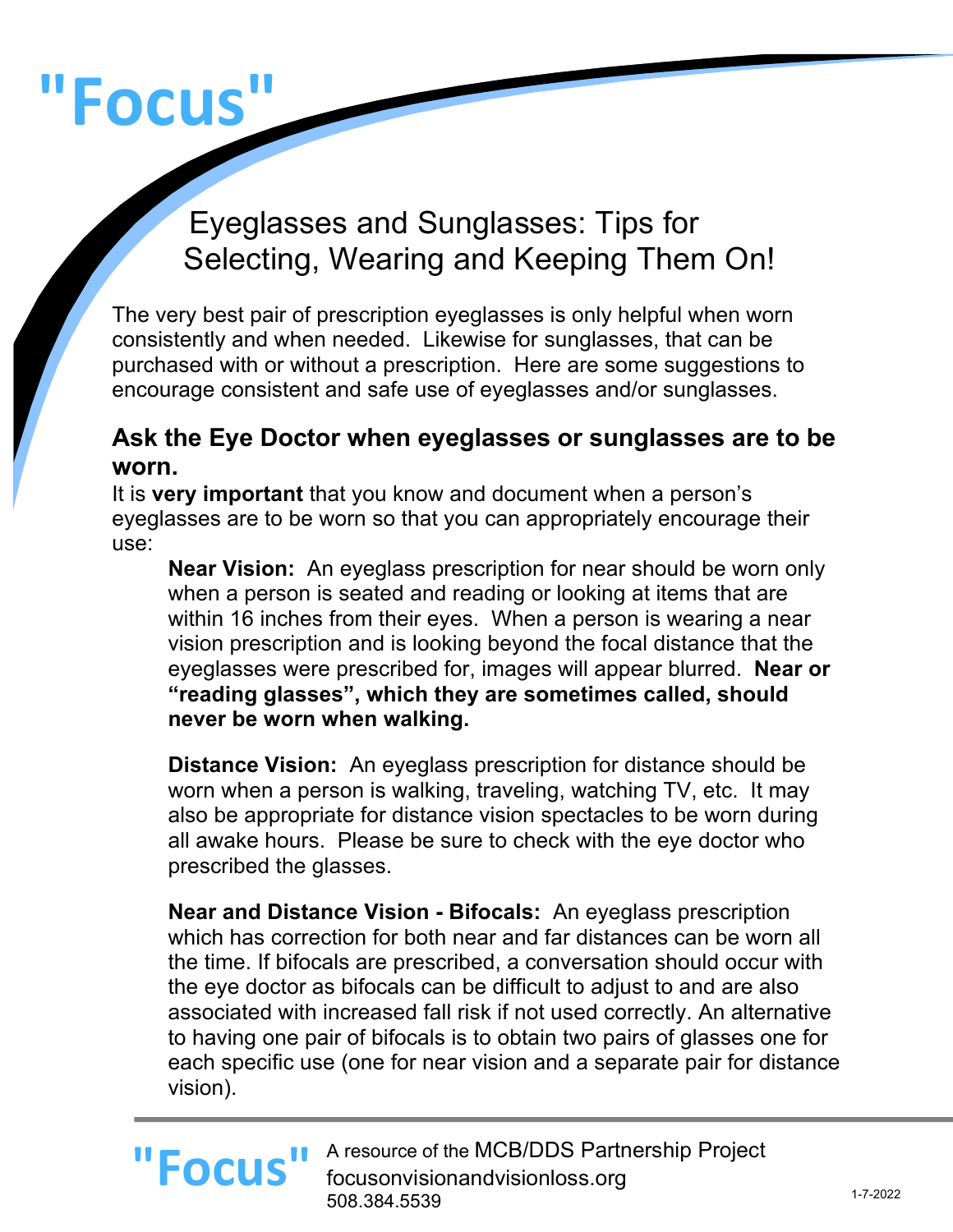# "Focus"

## Eyeglasses and Sunglasses: Tips for Selecting, Wearing and Keeping Them On!

The very best pair of prescription eyeglasses is only helpful when worn consistently and when needed. Likewise for sunglasses, that can be purchased with or without a prescription. Here are some suggestions to encourage consistent and safe use of eyeglasses and/or sunglasses.

### Ask the Eye Doctor when eyeglasses or sunglasses are to be worn.

It is **very important** that you know and document when a person's eyeglasses are to be worn so that you can appropriately encourage their use:

**Near Vision:** An eyeglass prescription for near should be worn only when a person is seated and reading or looking at items that are within 16 inches from their eyes. When a person is wearing a near vision prescription and is looking beyond the focal distance that the eyeglasses were prescribed for, images will appear blurred. **Near or "reading glasses", which they are sometimes called, should never be worn when walking.**

**Distance Vision:** An eyeglass prescription for distance should be worn when a person is walking, traveling, watching TV, etc. It may also be appropriate for distance vision spectacles to be worn during all awake hours. Please be sure to check with the eye doctor who prescribed the glasses.

**Near and Distance Vision - Bifocals:** An eyeglass prescription which has correction for both near and far distances can be worn all the time. If bifocals are prescribed, a conversation should occur with the eye doctor as bifocals can be difficult to adjust to and are also associated with increased fall risk if not used correctly. An alternative to having one pair of bifocals is to obtain two pairs of glasses one for each specific use (one for near vision and a separate pair for distance vision).

"Focus" A resource of the MCB/DDS Partnership Project
focusonvisionandvisionloss.org
508.384.5539

1-7-2022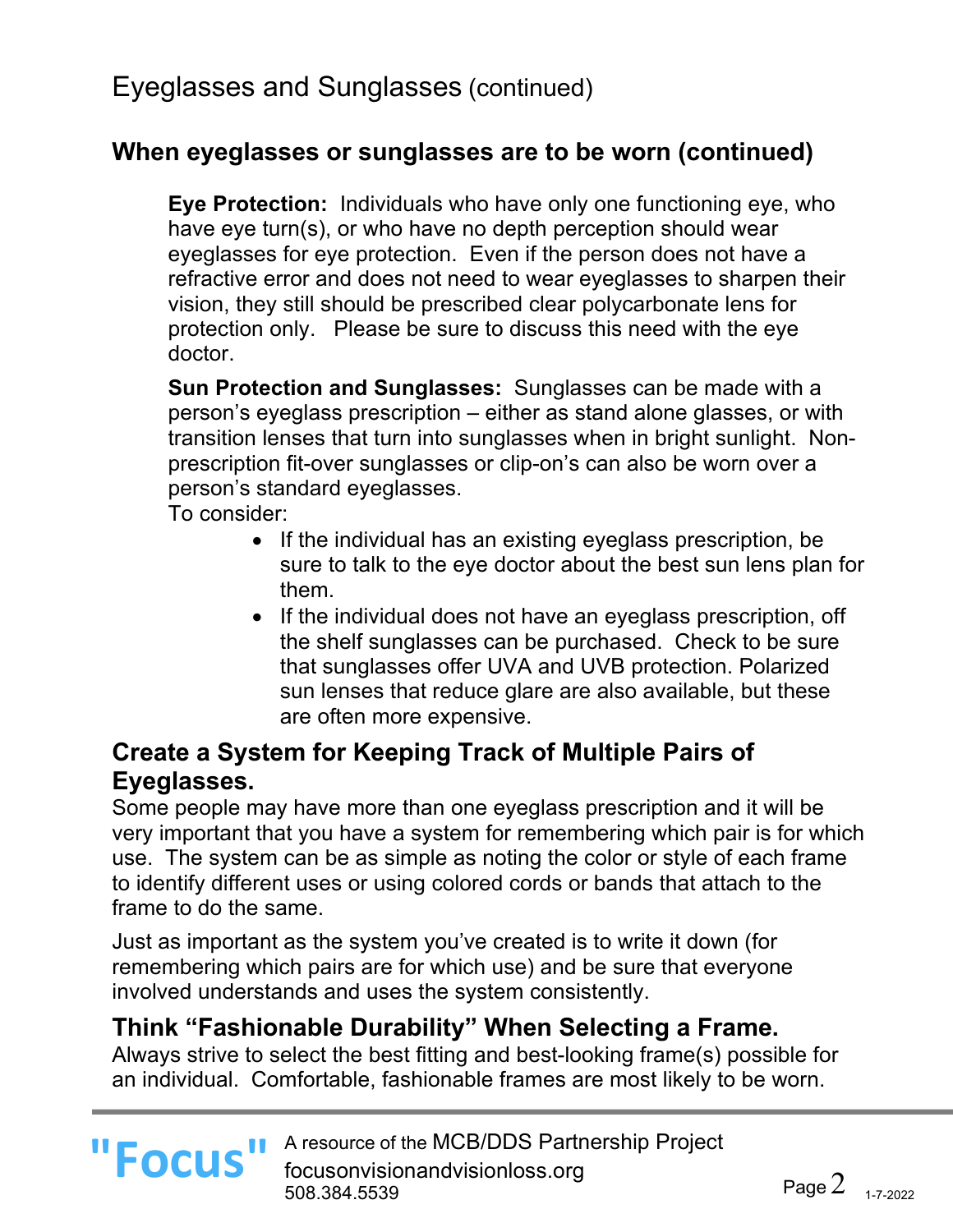# Eyeglasses and Sunglasses (continued)

## When eyeglasses or sunglasses are to be worn (continued)

**Eye Protection:** Individuals who have only one functioning eye, who have eye turn(s), or who have no depth perception should wear eyeglasses for eye protection. Even if the person does not have a refractive error and does not need to wear eyeglasses to sharpen their vision, they still should be prescribed clear polycarbonate lens for protection only. Please be sure to discuss this need with the eye doctor.

**Sun Protection and Sunglasses:** Sunglasses can be made with a person's eyeglass prescription – either as stand alone glasses, or with transition lenses that turn into sunglasses when in bright sunlight. Non-prescription fit-over sunglasses or clip-on's can also be worn over a person's standard eyeglasses.

To consider:

- If the individual has an existing eyeglass prescription, be sure to talk to the eye doctor about the best sun lens plan for them.
- If the individual does not have an eyeglass prescription, off the shelf sunglasses can be purchased. Check to be sure that sunglasses offer UVA and UVB protection. Polarized sun lenses that reduce glare are also available, but these are often more expensive.

## Create a System for Keeping Track of Multiple Pairs of Eyeglasses.

Some people may have more than one eyeglass prescription and it will be very important that you have a system for remembering which pair is for which use. The system can be as simple as noting the color or style of each frame to identify different uses or using colored cords or bands that attach to the frame to do the same.

Just as important as the system you've created is to write it down (for remembering which pairs are for which use) and be sure that everyone involved understands and uses the system consistently.

## Think "Fashionable Durability" When Selecting a Frame.

Always strive to select the best fitting and best-looking frame(s) possible for an individual. Comfortable, fashionable frames are most likely to be worn.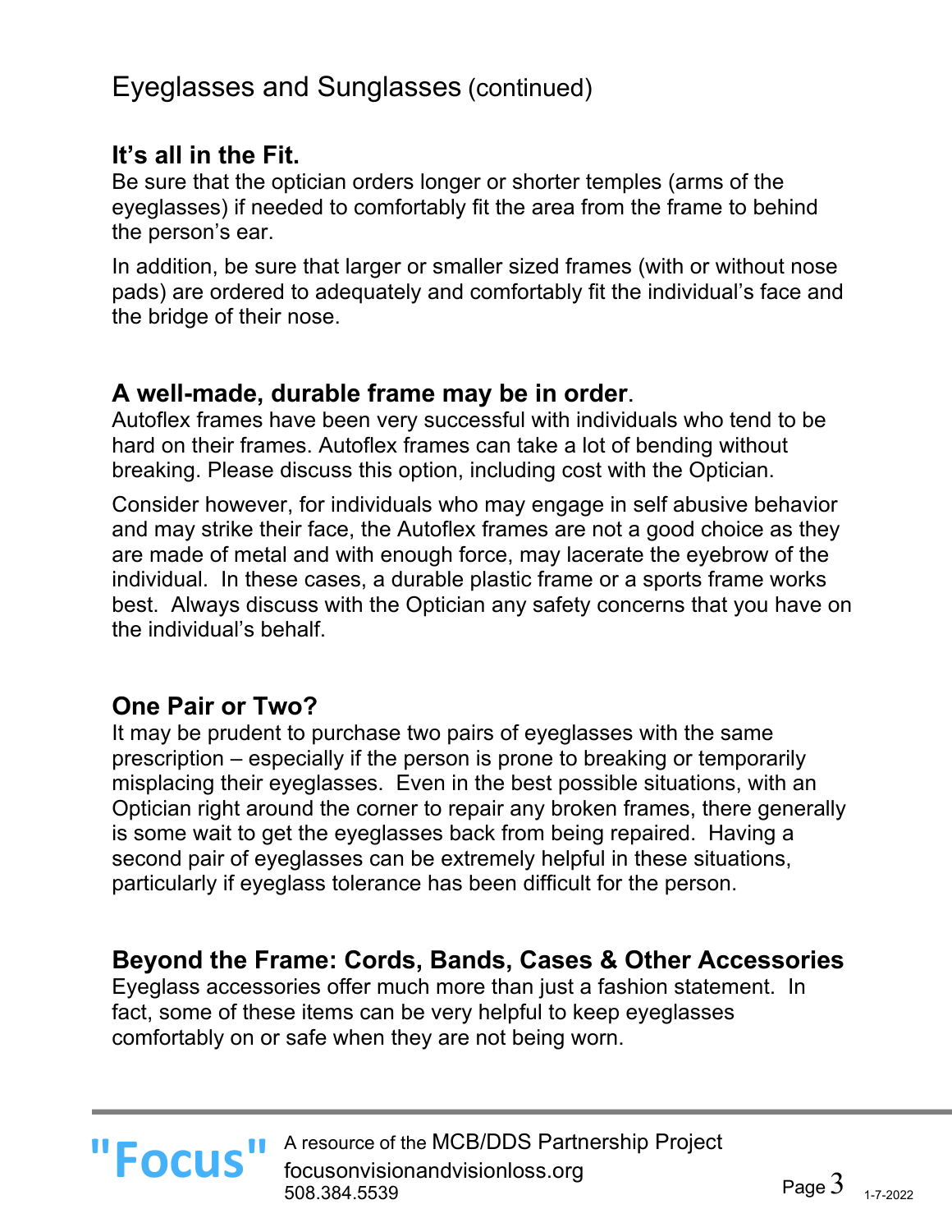# Eyeglasses and Sunglasses (continued)

## It's all in the Fit.

Be sure that the optician orders longer or shorter temples (arms of the eyeglasses) if needed to comfortably fit the area from the frame to behind the person's ear.

In addition, be sure that larger or smaller sized frames (with or without nose pads) are ordered to adequately and comfortably fit the individual's face and the bridge of their nose.

## A well-made, durable frame may be in order.

Autoflex frames have been very successful with individuals who tend to be hard on their frames. Autoflex frames can take a lot of bending without breaking. Please discuss this option, including cost with the Optician.

Consider however, for individuals who may engage in self abusive behavior and may strike their face, the Autoflex frames are not a good choice as they are made of metal and with enough force, may lacerate the eyebrow of the individual. In these cases, a durable plastic frame or a sports frame works best. Always discuss with the Optician any safety concerns that you have on the individual's behalf.

## One Pair or Two?

It may be prudent to purchase two pairs of eyeglasses with the same prescription – especially if the person is prone to breaking or temporarily misplacing their eyeglasses. Even in the best possible situations, with an Optician right around the corner to repair any broken frames, there generally is some wait to get the eyeglasses back from being repaired. Having a second pair of eyeglasses can be extremely helpful in these situations, particularly if eyeglass tolerance has been difficult for the person.

## Beyond the Frame: Cords, Bands, Cases & Other Accessories

Eyeglass accessories offer much more than just a fashion statement. In fact, some of these items can be very helpful to keep eyeglasses comfortably on or safe when they are not being worn.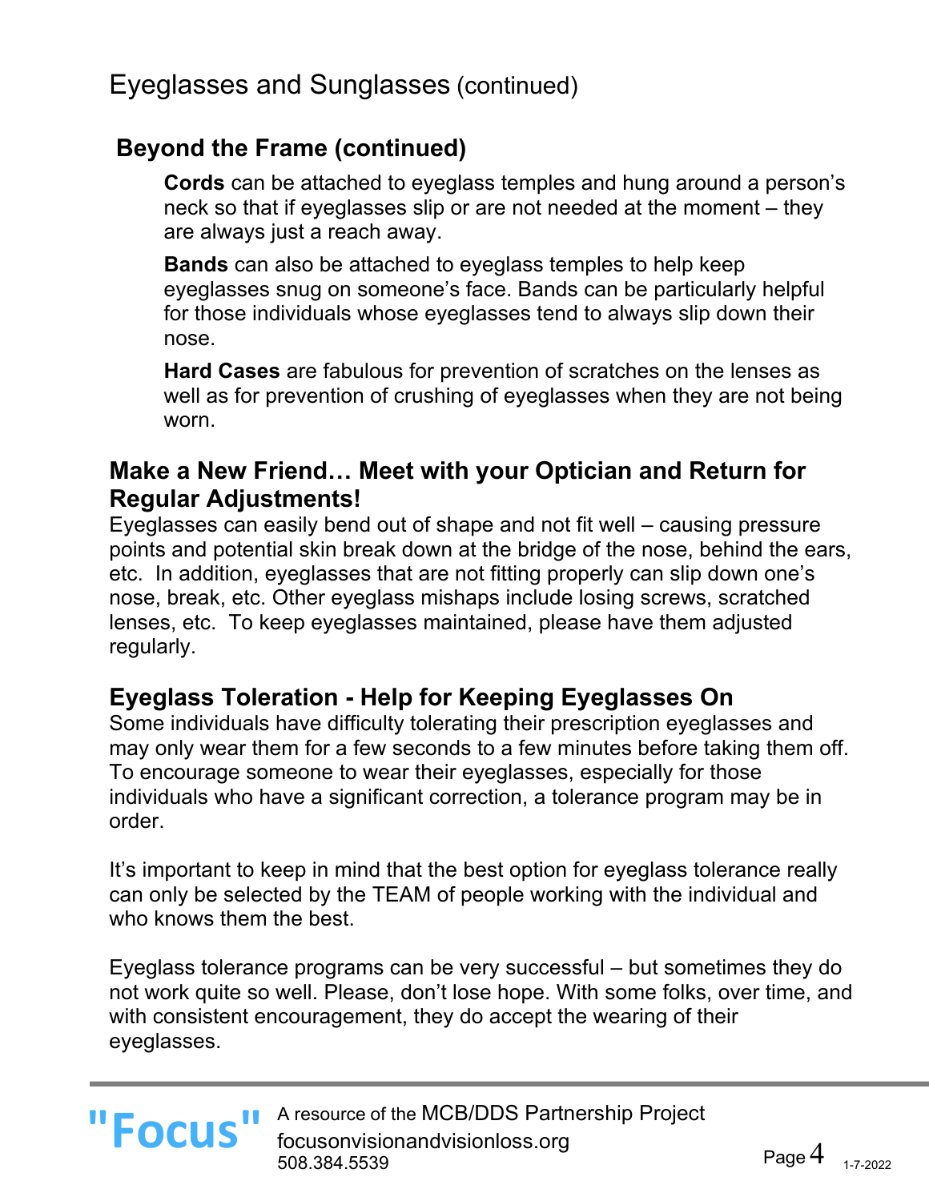# Eyeglasses and Sunglasses (continued)

## Beyond the Frame (continued)

**Cords** can be attached to eyeglass temples and hung around a person's neck so that if eyeglasses slip or are not needed at the moment – they are always just a reach away.

**Bands** can also be attached to eyeglass temples to help keep eyeglasses snug on someone's face. Bands can be particularly helpful for those individuals whose eyeglasses tend to always slip down their nose.

**Hard Cases** are fabulous for prevention of scratches on the lenses as well as for prevention of crushing of eyeglasses when they are not being worn.

## Make a New Friend… Meet with your Optician and Return for Regular Adjustments!

Eyeglasses can easily bend out of shape and not fit well – causing pressure points and potential skin break down at the bridge of the nose, behind the ears, etc. In addition, eyeglasses that are not fitting properly can slip down one's nose, break, etc. Other eyeglass mishaps include losing screws, scratched lenses, etc. To keep eyeglasses maintained, please have them adjusted regularly.

## Eyeglass Toleration - Help for Keeping Eyeglasses On

Some individuals have difficulty tolerating their prescription eyeglasses and may only wear them for a few seconds to a few minutes before taking them off. To encourage someone to wear their eyeglasses, especially for those individuals who have a significant correction, a tolerance program may be in order.

It's important to keep in mind that the best option for eyeglass tolerance really can only be selected by the TEAM of people working with the individual and who knows them the best.

Eyeglass tolerance programs can be very successful – but sometimes they do not work quite so well. Please, don't lose hope. With some folks, over time, and with consistent encouragement, they do accept the wearing of their eyeglasses.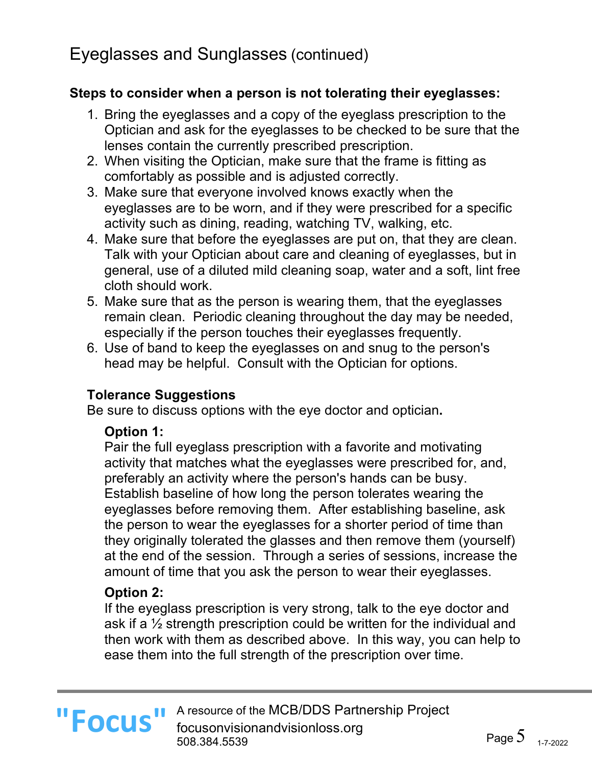# Eyeglasses and Sunglasses (continued)

**Steps to consider when a person is not tolerating their eyeglasses:**

1. Bring the eyeglasses and a copy of the eyeglass prescription to the Optician and ask for the eyeglasses to be checked to be sure that the lenses contain the currently prescribed prescription.
2. When visiting the Optician, make sure that the frame is fitting as comfortably as possible and is adjusted correctly.
3. Make sure that everyone involved knows exactly when the eyeglasses are to be worn, and if they were prescribed for a specific activity such as dining, reading, watching TV, walking, etc.
4. Make sure that before the eyeglasses are put on, that they are clean. Talk with your Optician about care and cleaning of eyeglasses, but in general, use of a diluted mild cleaning soap, water and a soft, lint free cloth should work.
5. Make sure that as the person is wearing them, that the eyeglasses remain clean. Periodic cleaning throughout the day may be needed, especially if the person touches their eyeglasses frequently.
6. Use of band to keep the eyeglasses on and snug to the person's head may be helpful. Consult with the Optician for options.

### Tolerance Suggestions

Be sure to discuss options with the eye doctor and optician**.**

**Option 1:**

Pair the full eyeglass prescription with a favorite and motivating activity that matches what the eyeglasses were prescribed for, and, preferably an activity where the person's hands can be busy. Establish baseline of how long the person tolerates wearing the eyeglasses before removing them. After establishing baseline, ask the person to wear the eyeglasses for a shorter period of time than they originally tolerated the glasses and then remove them (yourself) at the end of the session. Through a series of sessions, increase the amount of time that you ask the person to wear their eyeglasses.

**Option 2:**

If the eyeglass prescription is very strong, talk to the eye doctor and ask if a ½ strength prescription could be written for the individual and then work with them as described above. In this way, you can help to ease them into the full strength of the prescription over time.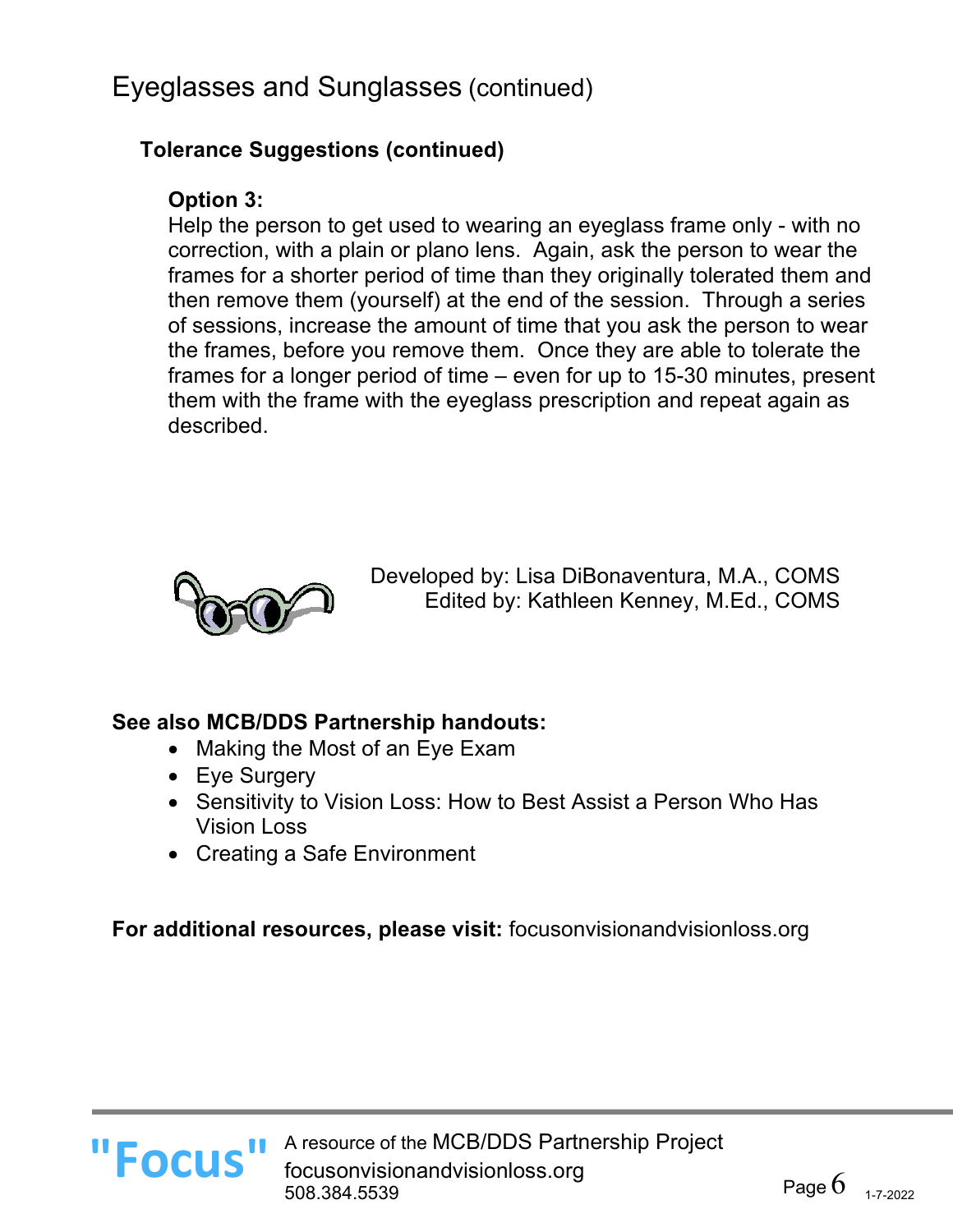# Eyeglasses and Sunglasses (continued)

### Tolerance Suggestions (continued)

**Option 3:**
Help the person to get used to wearing an eyeglass frame only - with no correction, with a plain or plano lens. Again, ask the person to wear the frames for a shorter period of time than they originally tolerated them and then remove them (yourself) at the end of the session. Through a series of sessions, increase the amount of time that you ask the person to wear the frames, before you remove them. Once they are able to tolerate the frames for a longer period of time – even for up to 15-30 minutes, present them with the frame with the eyeglass prescription and repeat again as described.

Developed by: Lisa DiBonaventura, M.A., COMS
Edited by: Kathleen Kenney, M.Ed., COMS

**See also MCB/DDS Partnership handouts:**

- Making the Most of an Eye Exam
- Eye Surgery
- Sensitivity to Vision Loss: How to Best Assist a Person Who Has Vision Loss
- Creating a Safe Environment

**For additional resources, please visit:** focusonvisionandvisionloss.org